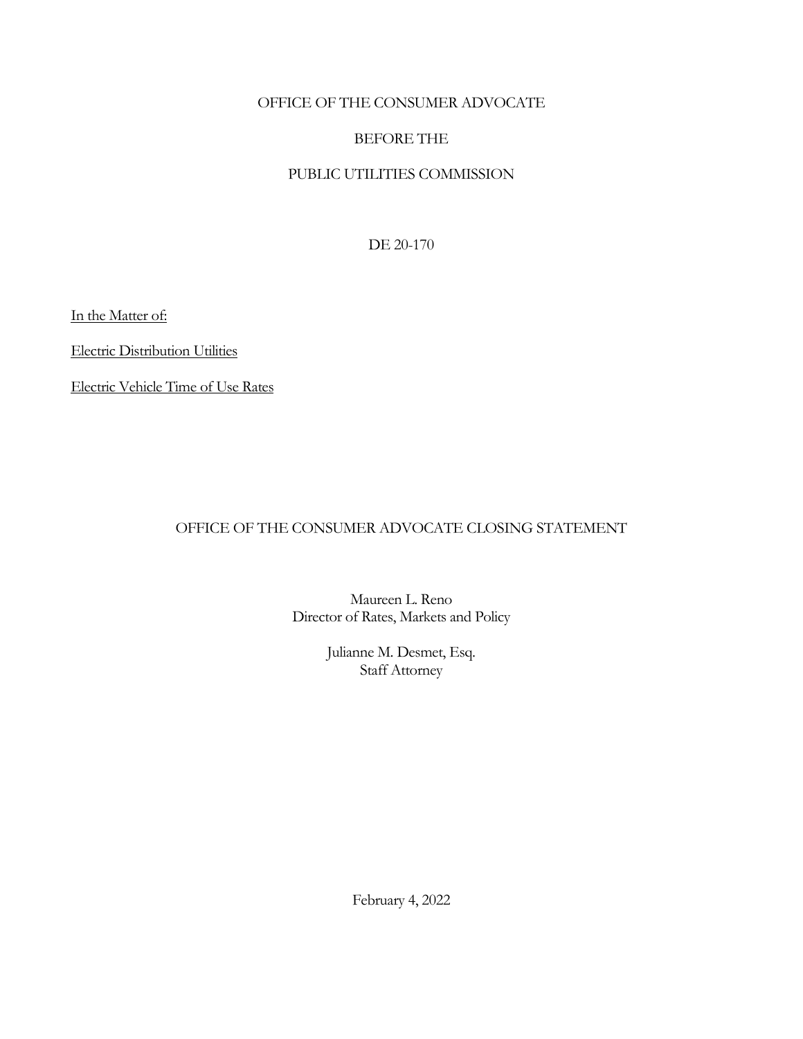OFFICE OF THE CONSUMER ADVOCATE

BEFORE THE

PUBLIC UTILITIES COMMISSION

DE 20-170

In the Matter of:

Electric Distribution Utilities

Electric Vehicle Time of Use Rates

# OFFICE OF THE CONSUMER ADVOCATE CLOSING STATEMENT

Maureen L. Reno
Director of Rates, Markets and Policy

Julianne M. Desmet, Esq.
Staff Attorney

February 4, 2022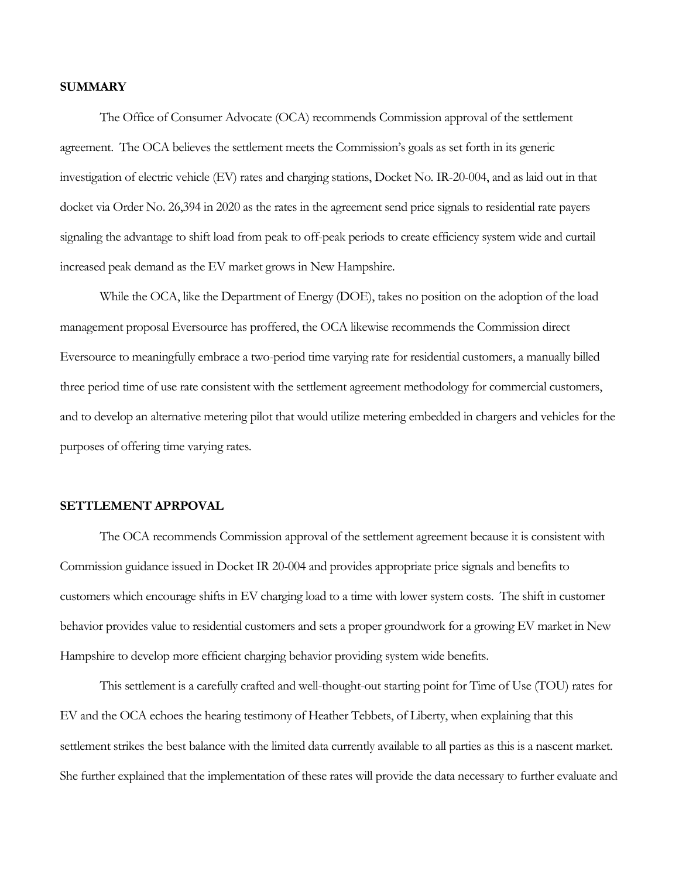## SUMMARY

The Office of Consumer Advocate (OCA) recommends Commission approval of the settlement agreement. The OCA believes the settlement meets the Commission's goals as set forth in its generic investigation of electric vehicle (EV) rates and charging stations, Docket No. IR-20-004, and as laid out in that docket via Order No. 26,394 in 2020 as the rates in the agreement send price signals to residential rate payers signaling the advantage to shift load from peak to off-peak periods to create efficiency system wide and curtail increased peak demand as the EV market grows in New Hampshire.

While the OCA, like the Department of Energy (DOE), takes no position on the adoption of the load management proposal Eversource has proffered, the OCA likewise recommends the Commission direct Eversource to meaningfully embrace a two-period time varying rate for residential customers, a manually billed three period time of use rate consistent with the settlement agreement methodology for commercial customers, and to develop an alternative metering pilot that would utilize metering embedded in chargers and vehicles for the purposes of offering time varying rates.

## SETTLEMENT APRPOVAL

The OCA recommends Commission approval of the settlement agreement because it is consistent with Commission guidance issued in Docket IR 20-004 and provides appropriate price signals and benefits to customers which encourage shifts in EV charging load to a time with lower system costs. The shift in customer behavior provides value to residential customers and sets a proper groundwork for a growing EV market in New Hampshire to develop more efficient charging behavior providing system wide benefits.

This settlement is a carefully crafted and well-thought-out starting point for Time of Use (TOU) rates for EV and the OCA echoes the hearing testimony of Heather Tebbets, of Liberty, when explaining that this settlement strikes the best balance with the limited data currently available to all parties as this is a nascent market. She further explained that the implementation of these rates will provide the data necessary to further evaluate and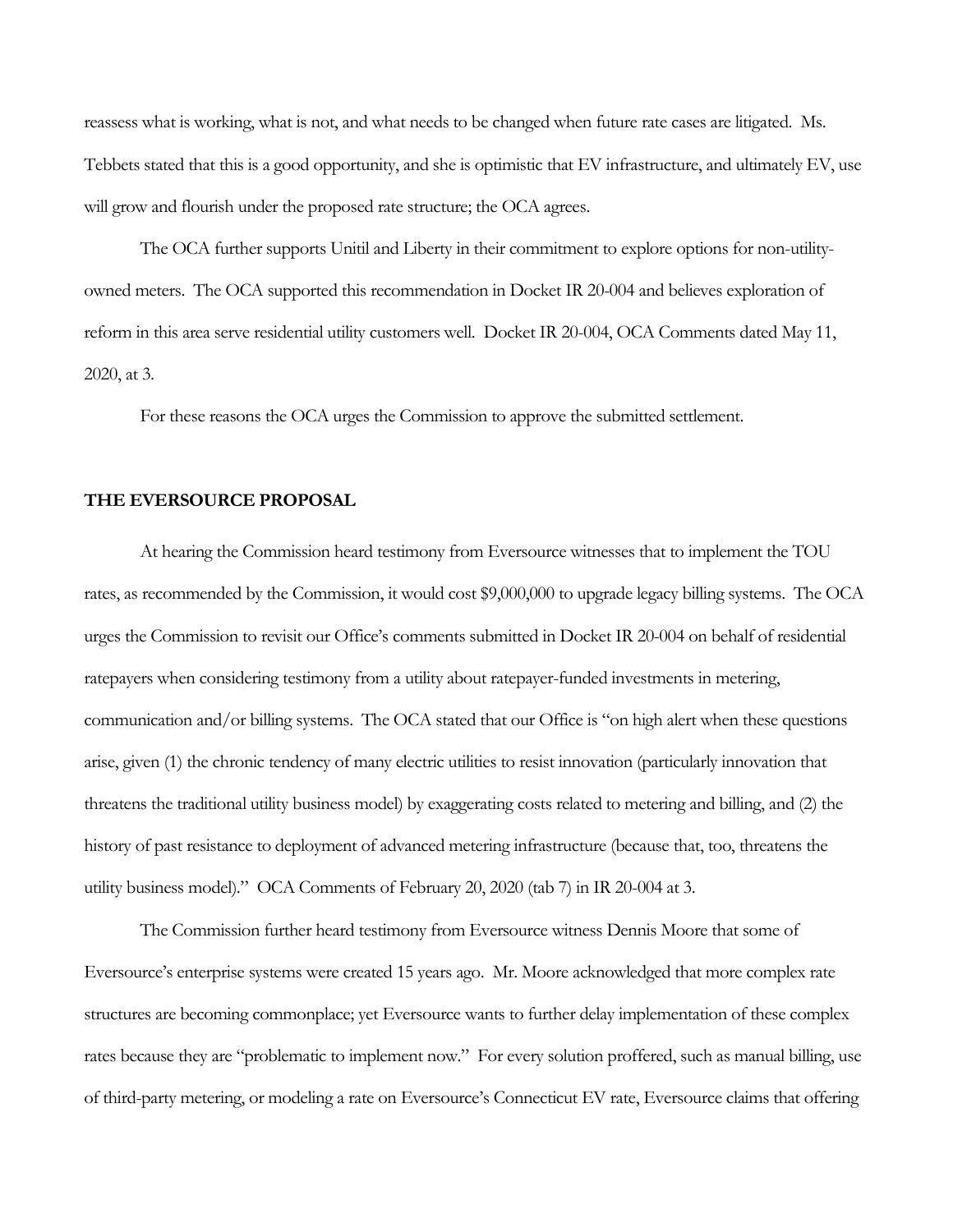reassess what is working, what is not, and what needs to be changed when future rate cases are litigated. Ms. Tebbets stated that this is a good opportunity, and she is optimistic that EV infrastructure, and ultimately EV, use will grow and flourish under the proposed rate structure; the OCA agrees.

The OCA further supports Unitil and Liberty in their commitment to explore options for non-utility-owned meters. The OCA supported this recommendation in Docket IR 20-004 and believes exploration of reform in this area serve residential utility customers well. Docket IR 20-004, OCA Comments dated May 11, 2020, at 3.

For these reasons the OCA urges the Commission to approve the submitted settlement.

## THE EVERSOURCE PROPOSAL

At hearing the Commission heard testimony from Eversource witnesses that to implement the TOU rates, as recommended by the Commission, it would cost $9,000,000 to upgrade legacy billing systems. The OCA urges the Commission to revisit our Office's comments submitted in Docket IR 20-004 on behalf of residential ratepayers when considering testimony from a utility about ratepayer-funded investments in metering, communication and/or billing systems. The OCA stated that our Office is "on high alert when these questions arise, given (1) the chronic tendency of many electric utilities to resist innovation (particularly innovation that threatens the traditional utility business model) by exaggerating costs related to metering and billing, and (2) the history of past resistance to deployment of advanced metering infrastructure (because that, too, threatens the utility business model)." OCA Comments of February 20, 2020 (tab 7) in IR 20-004 at 3.

The Commission further heard testimony from Eversource witness Dennis Moore that some of Eversource's enterprise systems were created 15 years ago. Mr. Moore acknowledged that more complex rate structures are becoming commonplace; yet Eversource wants to further delay implementation of these complex rates because they are "problematic to implement now." For every solution proffered, such as manual billing, use of third-party metering, or modeling a rate on Eversource's Connecticut EV rate, Eversource claims that offering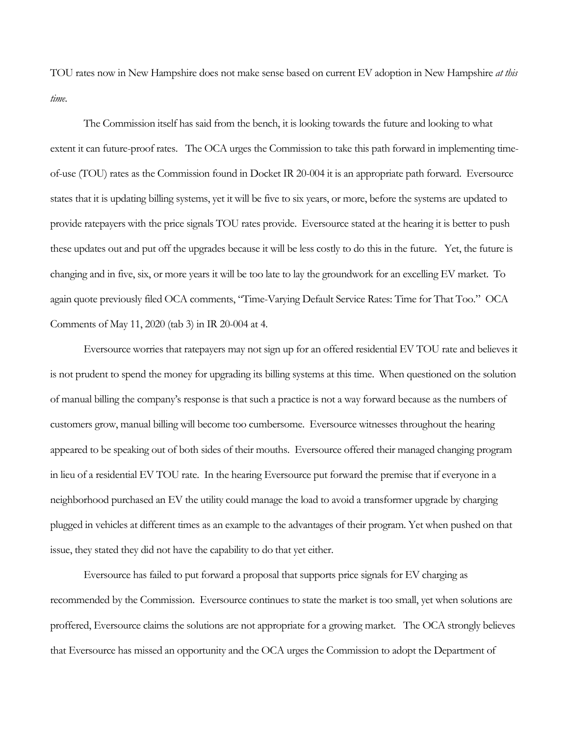TOU rates now in New Hampshire does not make sense based on current EV adoption in New Hampshire *at this time*.

The Commission itself has said from the bench, it is looking towards the future and looking to what extent it can future-proof rates. The OCA urges the Commission to take this path forward in implementing time-of-use (TOU) rates as the Commission found in Docket IR 20-004 it is an appropriate path forward. Eversource states that it is updating billing systems, yet it will be five to six years, or more, before the systems are updated to provide ratepayers with the price signals TOU rates provide. Eversource stated at the hearing it is better to push these updates out and put off the upgrades because it will be less costly to do this in the future. Yet, the future is changing and in five, six, or more years it will be too late to lay the groundwork for an excelling EV market. To again quote previously filed OCA comments, "Time-Varying Default Service Rates: Time for That Too." OCA Comments of May 11, 2020 (tab 3) in IR 20-004 at 4.

Eversource worries that ratepayers may not sign up for an offered residential EV TOU rate and believes it is not prudent to spend the money for upgrading its billing systems at this time. When questioned on the solution of manual billing the company's response is that such a practice is not a way forward because as the numbers of customers grow, manual billing will become too cumbersome. Eversource witnesses throughout the hearing appeared to be speaking out of both sides of their mouths. Eversource offered their managed changing program in lieu of a residential EV TOU rate. In the hearing Eversource put forward the premise that if everyone in a neighborhood purchased an EV the utility could manage the load to avoid a transformer upgrade by charging plugged in vehicles at different times as an example to the advantages of their program. Yet when pushed on that issue, they stated they did not have the capability to do that yet either.

Eversource has failed to put forward a proposal that supports price signals for EV charging as recommended by the Commission. Eversource continues to state the market is too small, yet when solutions are proffered, Eversource claims the solutions are not appropriate for a growing market. The OCA strongly believes that Eversource has missed an opportunity and the OCA urges the Commission to adopt the Department of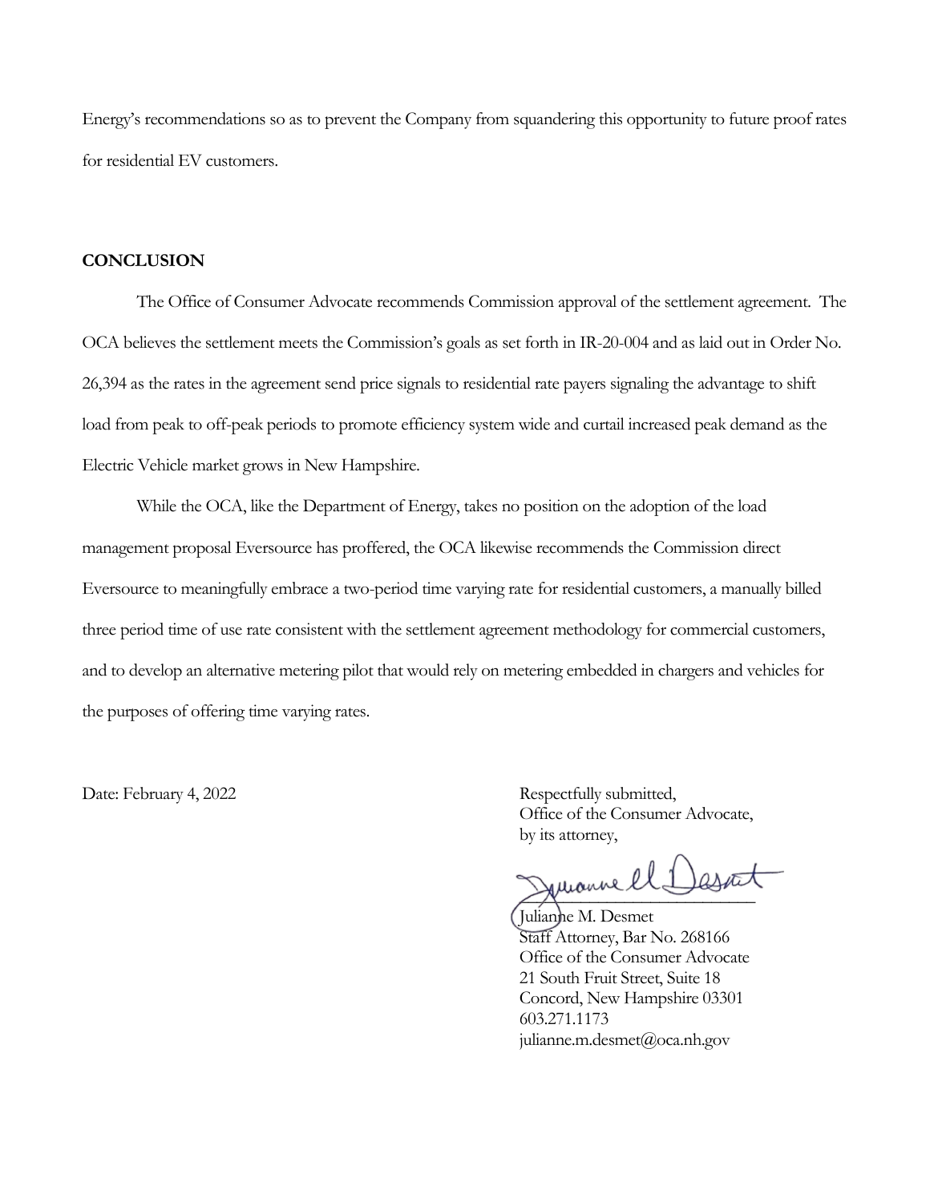Energy's recommendations so as to prevent the Company from squandering this opportunity to future proof rates for residential EV customers.

## CONCLUSION

The Office of Consumer Advocate recommends Commission approval of the settlement agreement. The OCA believes the settlement meets the Commission's goals as set forth in IR-20-004 and as laid out in Order No. 26,394 as the rates in the agreement send price signals to residential rate payers signaling the advantage to shift load from peak to off-peak periods to promote efficiency system wide and curtail increased peak demand as the Electric Vehicle market grows in New Hampshire.

While the OCA, like the Department of Energy, takes no position on the adoption of the load management proposal Eversource has proffered, the OCA likewise recommends the Commission direct Eversource to meaningfully embrace a two-period time varying rate for residential customers, a manually billed three period time of use rate consistent with the settlement agreement methodology for commercial customers, and to develop an alternative metering pilot that would rely on metering embedded in chargers and vehicles for the purposes of offering time varying rates.

Date: February 4, 2022

Respectfully submitted,
Office of the Consumer Advocate,
by its attorney,

Julianne M. Desmet
Staff Attorney, Bar No. 268166
Office of the Consumer Advocate
21 South Fruit Street, Suite 18
Concord, New Hampshire 03301
603.271.1173
julianne.m.desmet@oca.nh.gov